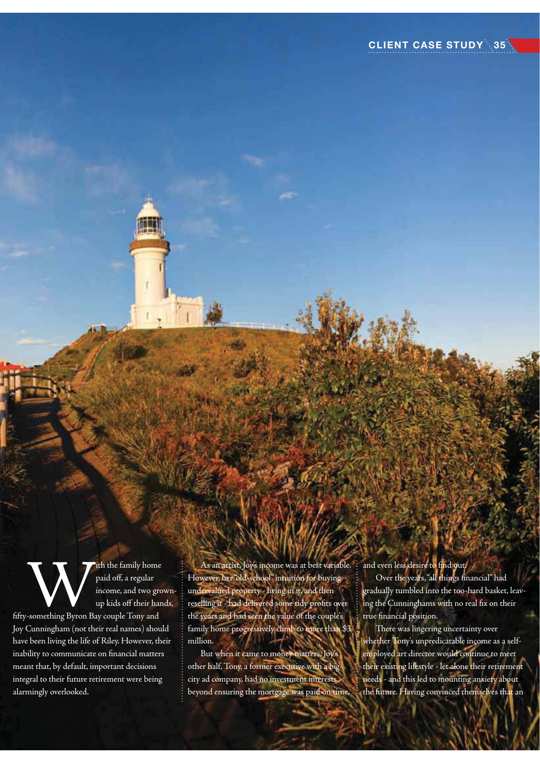With the family home paid off, a regular income, and two grown-up kids off their hands, fifty-something Byron Bay couple Tony and Joy Cunningham (not their real names) should have been living the life of Riley. However, their inability to communicate on financial matters meant that, by default, important decisions integral to their future retirement were being alarmingly overlooked.

As an artist, Joy's income was at best variable. However, her "old-school" intuition for buying undervalued property - living in it, and then reselling it - had delivered some tidy profits over the years and had seen the value of the couple's family home progressively climb to more than $3 million.

But when it came to money matters, Joy's other half, Tony, a former executive with a big-city ad company, had no investment interests beyond ensuring the mortgage was paid on time, and even less desire to find out.

Over the years, "all things financial" had gradually tumbled into the too-hard basket, leaving the Cunninghams with no real fix on their true financial position.

There was lingering uncertainty over whether Tony's unpredicatable income as a self-employed art director would continue to meet their existing lifestyle - let alone their retirement needs - and this led to mounting anxiety about the future. Having convinced themselves that an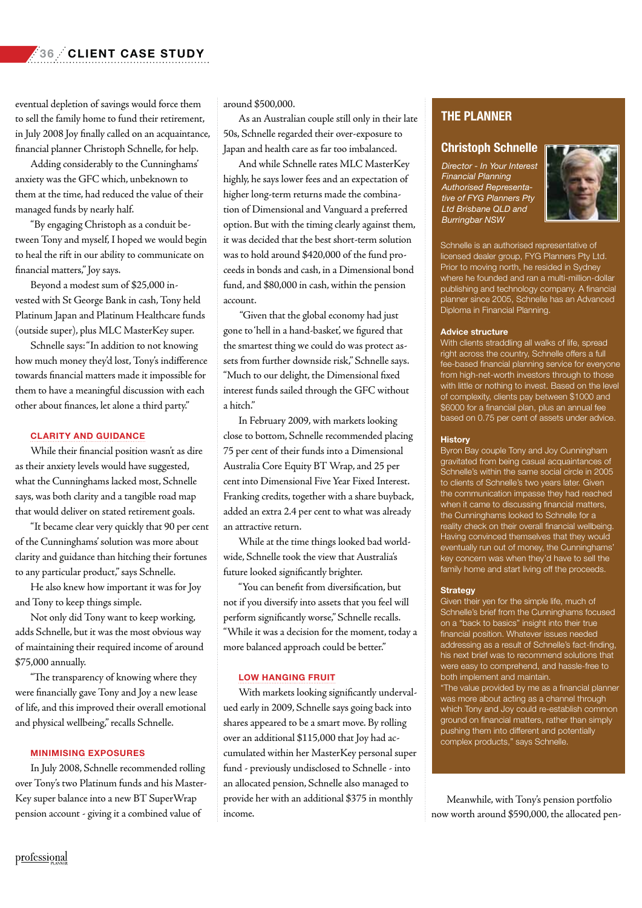eventual depletion of savings would force them to sell the family home to fund their retirement, in July 2008 Joy finally called on an acquaintance, financial planner Christoph Schnelle, for help.

Adding considerably to the Cunninghams' anxiety was the GFC which, unbeknown to them at the time, had reduced the value of their managed funds by nearly half.

"By engaging Christoph as a conduit between Tony and myself, I hoped we would begin to heal the rift in our ability to communicate on financial matters," Joy says.

Beyond a modest sum of $25,000 invested with St George Bank in cash, Tony held Platinum Japan and Platinum Healthcare funds (outside super), plus MLC MasterKey super.

Schnelle says: "In addition to not knowing how much money they'd lost, Tony's indifference towards financial matters made it impossible for them to have a meaningful discussion with each other about finances, let alone a third party."

## CLARITY AND GUIDANCE

While their financial position wasn't as dire as their anxiety levels would have suggested, what the Cunninghams lacked most, Schnelle says, was both clarity and a tangible road map that would deliver on stated retirement goals.

"It became clear very quickly that 90 per cent of the Cunninghams' solution was more about clarity and guidance than hitching their fortunes to any particular product," says Schnelle.

He also knew how important it was for Joy and Tony to keep things simple.

Not only did Tony want to keep working, adds Schnelle, but it was the most obvious way of maintaining their required income of around $75,000 annually.

"The transparency of knowing where they were financially gave Tony and Joy a new lease of life, and this improved their overall emotional and physical wellbeing," recalls Schnelle.

## MINIMISING EXPOSURES

In July 2008, Schnelle recommended rolling over Tony's two Platinum funds and his MasterKey super balance into a new BT SuperWrap pension account - giving it a combined value of around $500,000.

As an Australian couple still only in their late 50s, Schnelle regarded their over-exposure to Japan and health care as far too imbalanced.

And while Schnelle rates MLC MasterKey highly, he says lower fees and an expectation of higher long-term returns made the combination of Dimensional and Vanguard a preferred option. But with the timing clearly against them, it was decided that the best short-term solution was to hold around $420,000 of the fund proceeds in bonds and cash, in a Dimensional bond fund, and $80,000 in cash, within the pension account.

"Given that the global economy had just gone to 'hell in a hand-basket,' we figured that the smartest thing we could do was protect assets from further downside risk," Schnelle says. "Much to our delight, the Dimensional fixed interest funds sailed through the GFC without a hitch."

In February 2009, with markets looking close to bottom, Schnelle recommended placing 75 per cent of their funds into a Dimensional Australia Core Equity BT Wrap, and 25 per cent into Dimensional Five Year Fixed Interest. Franking credits, together with a share buyback, added an extra 2.4 per cent to what was already an attractive return.

While at the time things looked bad worldwide, Schnelle took the view that Australia's future looked significantly brighter.

"You can benefit from diversification, but not if you diversify into assets that you feel will perform significantly worse," Schnelle recalls. "While it was a decision for the moment, today a more balanced approach could be better."

## LOW HANGING FRUIT

With markets looking significantly undervalued early in 2009, Schnelle says going back into shares appeared to be a smart move. By rolling over an additional $115,000 that Joy had accumulated within her MasterKey personal super fund - previously undisclosed to Schnelle - into an allocated pension, Schnelle also managed to provide her with an additional $375 in monthly income.

Meanwhile, with Tony's pension portfolio now worth around $590,000, the allocated pen-

## THE PLANNER

### Christoph Schnelle

*Director - In Your Interest Financial Planning Authorised Representative of FYG Planners Pty Ltd Brisbane QLD and Burringbar NSW*

Schnelle is an authorised representative of licensed dealer group, FYG Planners Pty Ltd. Prior to moving north, he resided in Sydney where he founded and ran a multi-million-dollar publishing and technology company. A financial planner since 2005, Schnelle has an Advanced Diploma in Financial Planning.

**Advice structure**

With clients straddling all walks of life, spread right across the country, Schnelle offers a full fee-based financial planning service for everyone from high-net-worth investors through to those with little or nothing to invest. Based on the level of complexity, clients pay between $1000 and $6000 for a financial plan, plus an annual fee based on 0.75 per cent of assets under advice.

**History**

Byron Bay couple Tony and Joy Cunningham gravitated from being casual acquaintances of Schnelle's within the same social circle in 2005 to clients of Schnelle's two years later. Given the communication impasse they had reached when it came to discussing financial matters, the Cunninghams looked to Schnelle for a reality check on their overall financial wellbeing. Having convinced themselves that they would eventually run out of money, the Cunninghams' key concern was when they'd have to sell the family home and start living off the proceeds.

**Strategy**

Given their yen for the simple life, much of Schnelle's brief from the Cunninghams focused on a "back to basics" insight into their true financial position. Whatever issues needed addressing as a result of Schnelle's fact-finding, his next brief was to recommend solutions that were easy to comprehend, and hassle-free to both implement and maintain.

"The value provided by me as a financial planner was more about acting as a channel through which Tony and Joy could re-establish common ground on financial matters, rather than simply pushing them into different and potentially complex products," says Schnelle.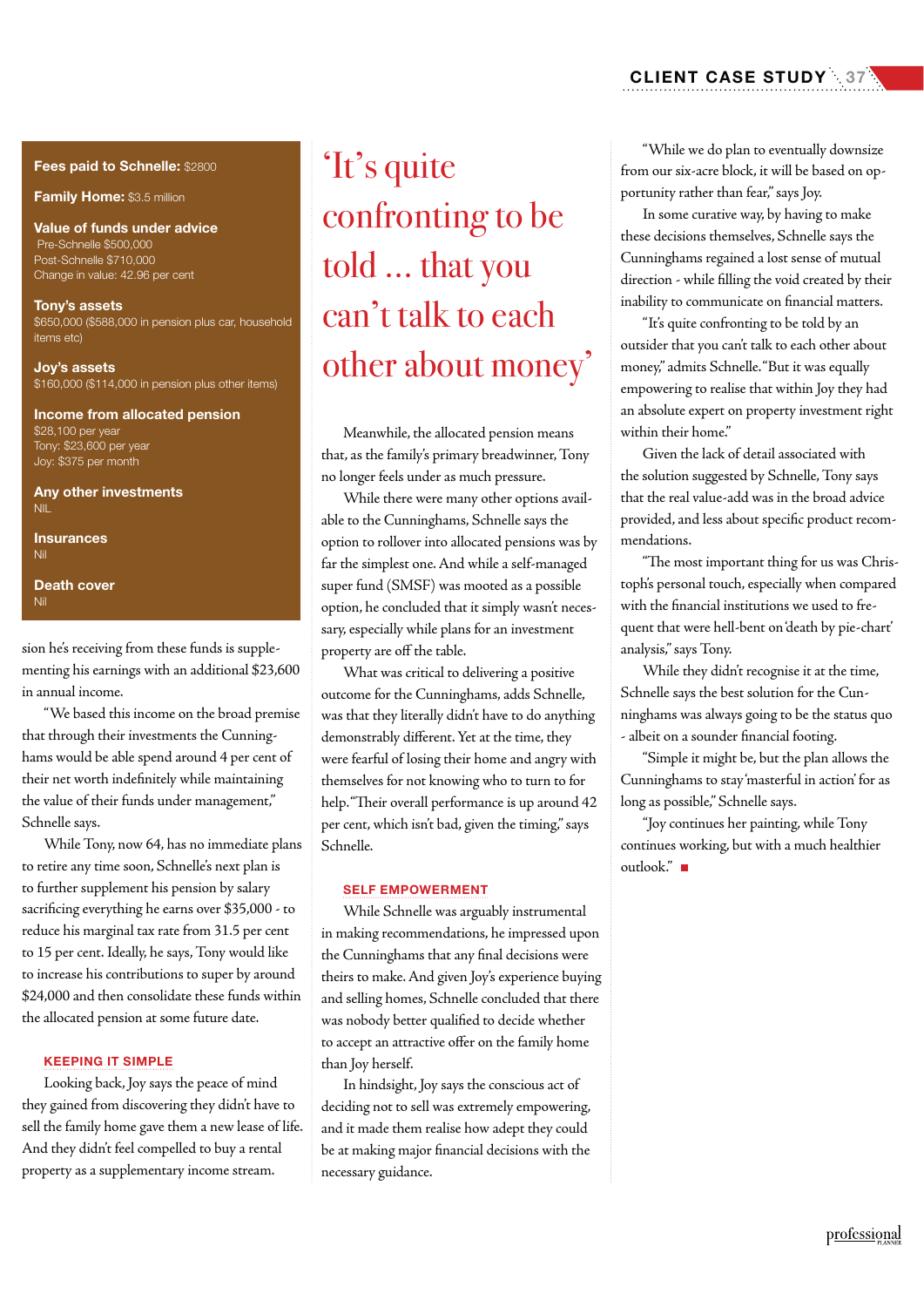**Fees paid to Schnelle:** $2800

**Family Home:** $3.5 million

**Value of funds under advice**
Pre-Schnelle $500,000
Post-Schnelle $710,000
Change in value: 42.96 per cent

**Tony's assets**
$650,000 ($588,000 in pension plus car, household items etc)

**Joy's assets**
$160,000 ($114,000 in pension plus other items)

**Income from allocated pension**
$28,100 per year
Tony: $23,600 per year
Joy: $375 per month

**Any other investments**
NIL

**Insurances**
Nil

**Death cover**
Nil

sion he's receiving from these funds is supplementing his earnings with an additional $23,600 in annual income.

"We based this income on the broad premise that through their investments the Cunninghams would be able spend around 4 per cent of their net worth indefinitely while maintaining the value of their funds under management," Schnelle says.

While Tony, now 64, has no immediate plans to retire any time soon, Schnelle's next plan is to further supplement his pension by salary sacrificing everything he earns over $35,000 - to reduce his marginal tax rate from 31.5 per cent to 15 per cent. Ideally, he says, Tony would like to increase his contributions to super by around $24,000 and then consolidate these funds within the allocated pension at some future date.

## KEEPING IT SIMPLE

Looking back, Joy says the peace of mind they gained from discovering they didn't have to sell the family home gave them a new lease of life. And they didn't feel compelled to buy a rental property as a supplementary income stream.

# 'It's quite confronting to be told ... that you can't talk to each other about money'

Meanwhile, the allocated pension means that, as the family's primary breadwinner, Tony no longer feels under as much pressure.

While there were many other options available to the Cunninghams, Schnelle says the option to rollover into allocated pensions was by far the simplest one. And while a self-managed super fund (SMSF) was mooted as a possible option, he concluded that it simply wasn't necessary, especially while plans for an investment property are off the table.

What was critical to delivering a positive outcome for the Cunninghams, adds Schnelle, was that they literally didn't have to do anything demonstrably different. Yet at the time, they were fearful of losing their home and angry with themselves for not knowing who to turn to for help. "Their overall performance is up around 42 per cent, which isn't bad, given the timing," says Schnelle.

## SELF EMPOWERMENT

While Schnelle was arguably instrumental in making recommendations, he impressed upon the Cunninghams that any final decisions were theirs to make. And given Joy's experience buying and selling homes, Schnelle concluded that there was nobody better qualified to decide whether to accept an attractive offer on the family home than Joy herself.

In hindsight, Joy says the conscious act of deciding not to sell was extremely empowering, and it made them realise how adept they could be at making major financial decisions with the necessary guidance.

"While we do plan to eventually downsize from our six-acre block, it will be based on opportunity rather than fear," says Joy.

In some curative way, by having to make these decisions themselves, Schnelle says the Cunninghams regained a lost sense of mutual direction - while filling the void created by their inability to communicate on financial matters.

"It's quite confronting to be told by an outsider that you can't talk to each other about money," admits Schnelle. "But it was equally empowering to realise that within Joy they had an absolute expert on property investment right within their home."

Given the lack of detail associated with the solution suggested by Schnelle, Tony says that the real value-add was in the broad advice provided, and less about specific product recommendations.

"The most important thing for us was Christoph's personal touch, especially when compared with the financial institutions we used to frequent that were hell-bent on 'death by pie-chart' analysis," says Tony.

While they didn't recognise it at the time, Schnelle says the best solution for the Cunninghams was always going to be the status quo - albeit on a sounder financial footing.

"Simple it might be, but the plan allows the Cunninghams to stay 'masterful in action' for as long as possible," Schnelle says.

"Joy continues her painting, while Tony continues working, but with a much healthier outlook." ■